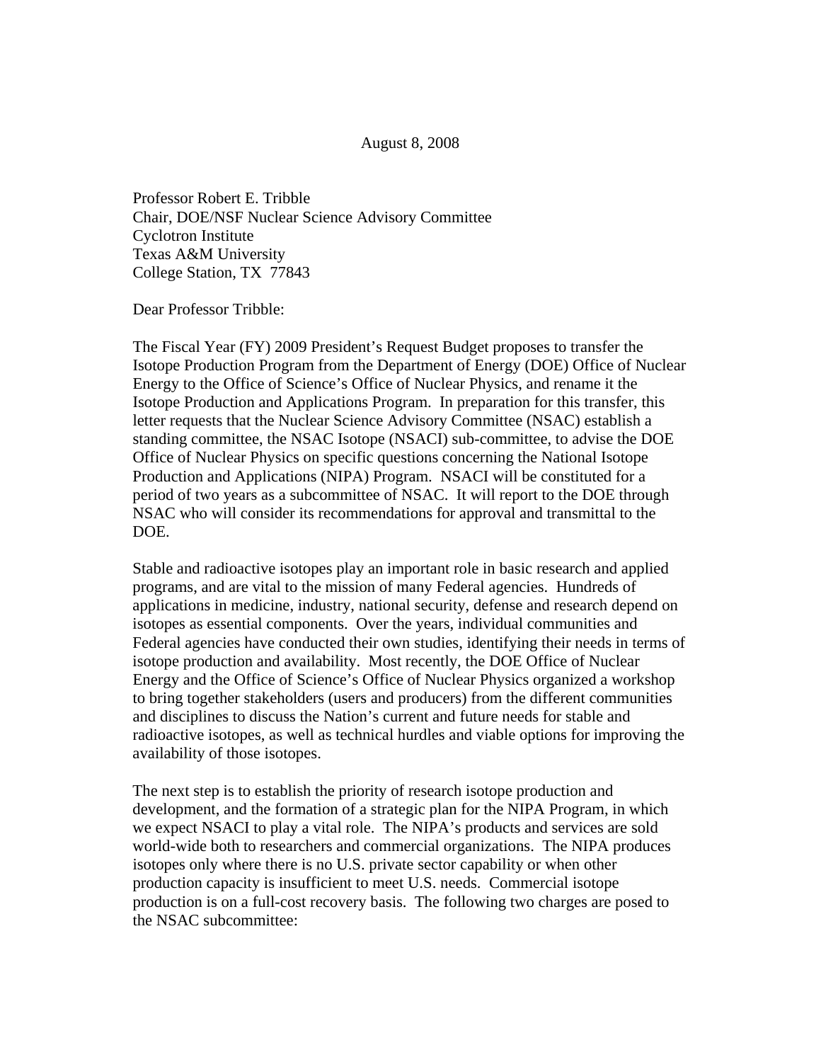August 8, 2008

Professor Robert E. Tribble
Chair, DOE/NSF Nuclear Science Advisory Committee
Cyclotron Institute
Texas A&M University
College Station, TX 77843

Dear Professor Tribble:

The Fiscal Year (FY) 2009 President's Request Budget proposes to transfer the Isotope Production Program from the Department of Energy (DOE) Office of Nuclear Energy to the Office of Science's Office of Nuclear Physics, and rename it the Isotope Production and Applications Program. In preparation for this transfer, this letter requests that the Nuclear Science Advisory Committee (NSAC) establish a standing committee, the NSAC Isotope (NSACI) sub-committee, to advise the DOE Office of Nuclear Physics on specific questions concerning the National Isotope Production and Applications (NIPA) Program. NSACI will be constituted for a period of two years as a subcommittee of NSAC. It will report to the DOE through NSAC who will consider its recommendations for approval and transmittal to the DOE.

Stable and radioactive isotopes play an important role in basic research and applied programs, and are vital to the mission of many Federal agencies. Hundreds of applications in medicine, industry, national security, defense and research depend on isotopes as essential components. Over the years, individual communities and Federal agencies have conducted their own studies, identifying their needs in terms of isotope production and availability. Most recently, the DOE Office of Nuclear Energy and the Office of Science's Office of Nuclear Physics organized a workshop to bring together stakeholders (users and producers) from the different communities and disciplines to discuss the Nation's current and future needs for stable and radioactive isotopes, as well as technical hurdles and viable options for improving the availability of those isotopes.

The next step is to establish the priority of research isotope production and development, and the formation of a strategic plan for the NIPA Program, in which we expect NSACI to play a vital role. The NIPA's products and services are sold world-wide both to researchers and commercial organizations. The NIPA produces isotopes only where there is no U.S. private sector capability or when other production capacity is insufficient to meet U.S. needs. Commercial isotope production is on a full-cost recovery basis. The following two charges are posed to the NSAC subcommittee: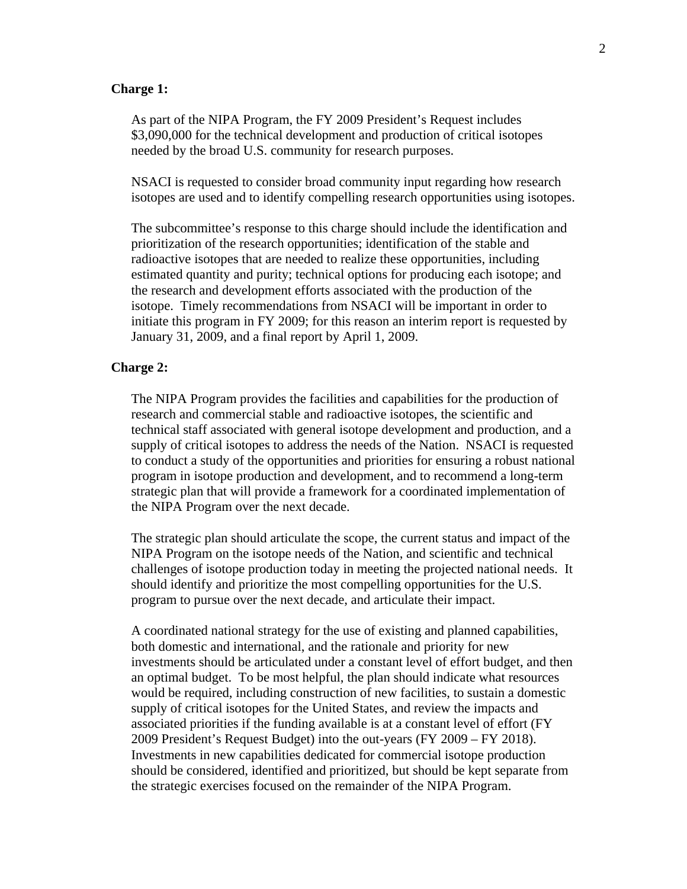**Charge 1:**

As part of the NIPA Program, the FY 2009 President's Request includes $3,090,000 for the technical development and production of critical isotopes needed by the broad U.S. community for research purposes.

NSACI is requested to consider broad community input regarding how research isotopes are used and to identify compelling research opportunities using isotopes.

The subcommittee's response to this charge should include the identification and prioritization of the research opportunities; identification of the stable and radioactive isotopes that are needed to realize these opportunities, including estimated quantity and purity; technical options for producing each isotope; and the research and development efforts associated with the production of the isotope. Timely recommendations from NSACI will be important in order to initiate this program in FY 2009; for this reason an interim report is requested by January 31, 2009, and a final report by April 1, 2009.

**Charge 2:**

The NIPA Program provides the facilities and capabilities for the production of research and commercial stable and radioactive isotopes, the scientific and technical staff associated with general isotope development and production, and a supply of critical isotopes to address the needs of the Nation. NSACI is requested to conduct a study of the opportunities and priorities for ensuring a robust national program in isotope production and development, and to recommend a long-term strategic plan that will provide a framework for a coordinated implementation of the NIPA Program over the next decade.

The strategic plan should articulate the scope, the current status and impact of the NIPA Program on the isotope needs of the Nation, and scientific and technical challenges of isotope production today in meeting the projected national needs. It should identify and prioritize the most compelling opportunities for the U.S. program to pursue over the next decade, and articulate their impact.

A coordinated national strategy for the use of existing and planned capabilities, both domestic and international, and the rationale and priority for new investments should be articulated under a constant level of effort budget, and then an optimal budget. To be most helpful, the plan should indicate what resources would be required, including construction of new facilities, to sustain a domestic supply of critical isotopes for the United States, and review the impacts and associated priorities if the funding available is at a constant level of effort (FY 2009 President's Request Budget) into the out-years (FY 2009 – FY 2018). Investments in new capabilities dedicated for commercial isotope production should be considered, identified and prioritized, but should be kept separate from the strategic exercises focused on the remainder of the NIPA Program.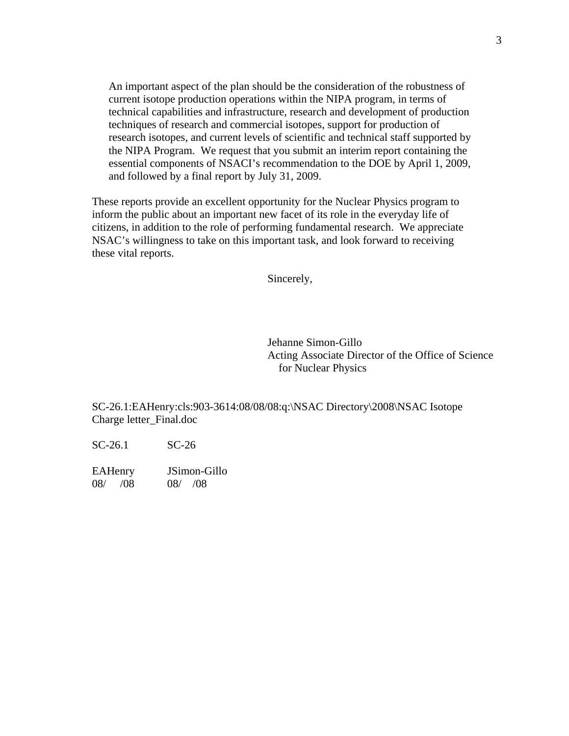> An important aspect of the plan should be the consideration of the robustness of current isotope production operations within the NIPA program, in terms of technical capabilities and infrastructure, research and development of production techniques of research and commercial isotopes, support for production of research isotopes, and current levels of scientific and technical staff supported by the NIPA Program. We request that you submit an interim report containing the essential components of NSACI's recommendation to the DOE by April 1, 2009, and followed by a final report by July 31, 2009.

These reports provide an excellent opportunity for the Nuclear Physics program to inform the public about an important new facet of its role in the everyday life of citizens, in addition to the role of performing fundamental research. We appreciate NSAC's willingness to take on this important task, and look forward to receiving these vital reports.

Sincerely,

Jehanne Simon-Gillo
Acting Associate Director of the Office of Science
for Nuclear Physics

SC-26.1:EAHenry:cls:903-3614:08/08/08:q:\NSAC Directory\2008\NSAC Isotope Charge letter_Final.doc

| | |
|---|---|
| SC-26.1 | SC-26 |
| EAHenry | JSimon-Gillo |
| 08/ /08 | 08/ /08 |